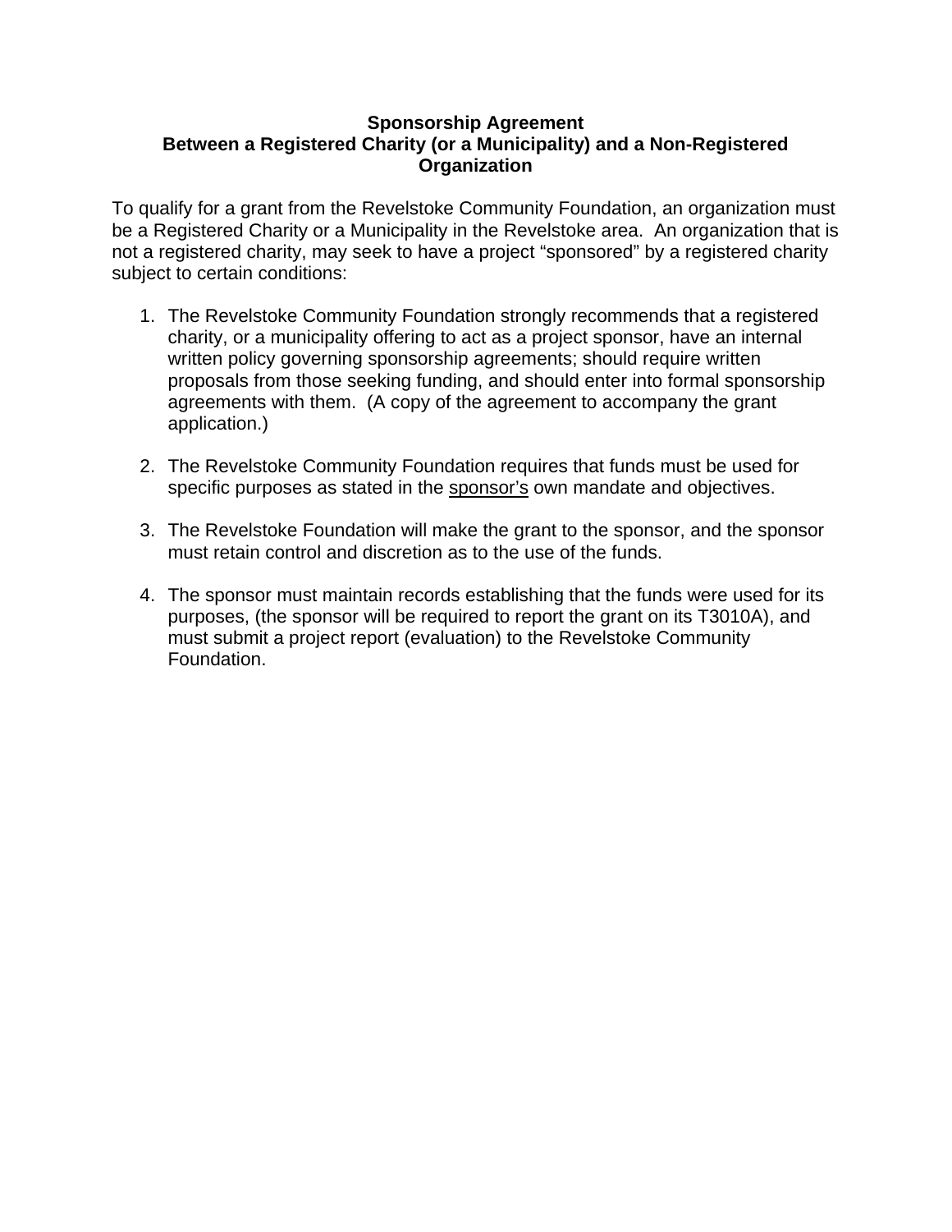**Sponsorship Agreement**
**Between a Registered Charity (or a Municipality) and a Non-Registered Organization**

To qualify for a grant from the Revelstoke Community Foundation, an organization must be a Registered Charity or a Municipality in the Revelstoke area. An organization that is not a registered charity, may seek to have a project "sponsored" by a registered charity subject to certain conditions:

1. The Revelstoke Community Foundation strongly recommends that a registered charity, or a municipality offering to act as a project sponsor, have an internal written policy governing sponsorship agreements; should require written proposals from those seeking funding, and should enter into formal sponsorship agreements with them. (A copy of the agreement to accompany the grant application.)

2. The Revelstoke Community Foundation requires that funds must be used for specific purposes as stated in the <u>sponsor's</u> own mandate and objectives.

3. The Revelstoke Foundation will make the grant to the sponsor, and the sponsor must retain control and discretion as to the use of the funds.

4. The sponsor must maintain records establishing that the funds were used for its purposes, (the sponsor will be required to report the grant on its T3010A), and must submit a project report (evaluation) to the Revelstoke Community Foundation.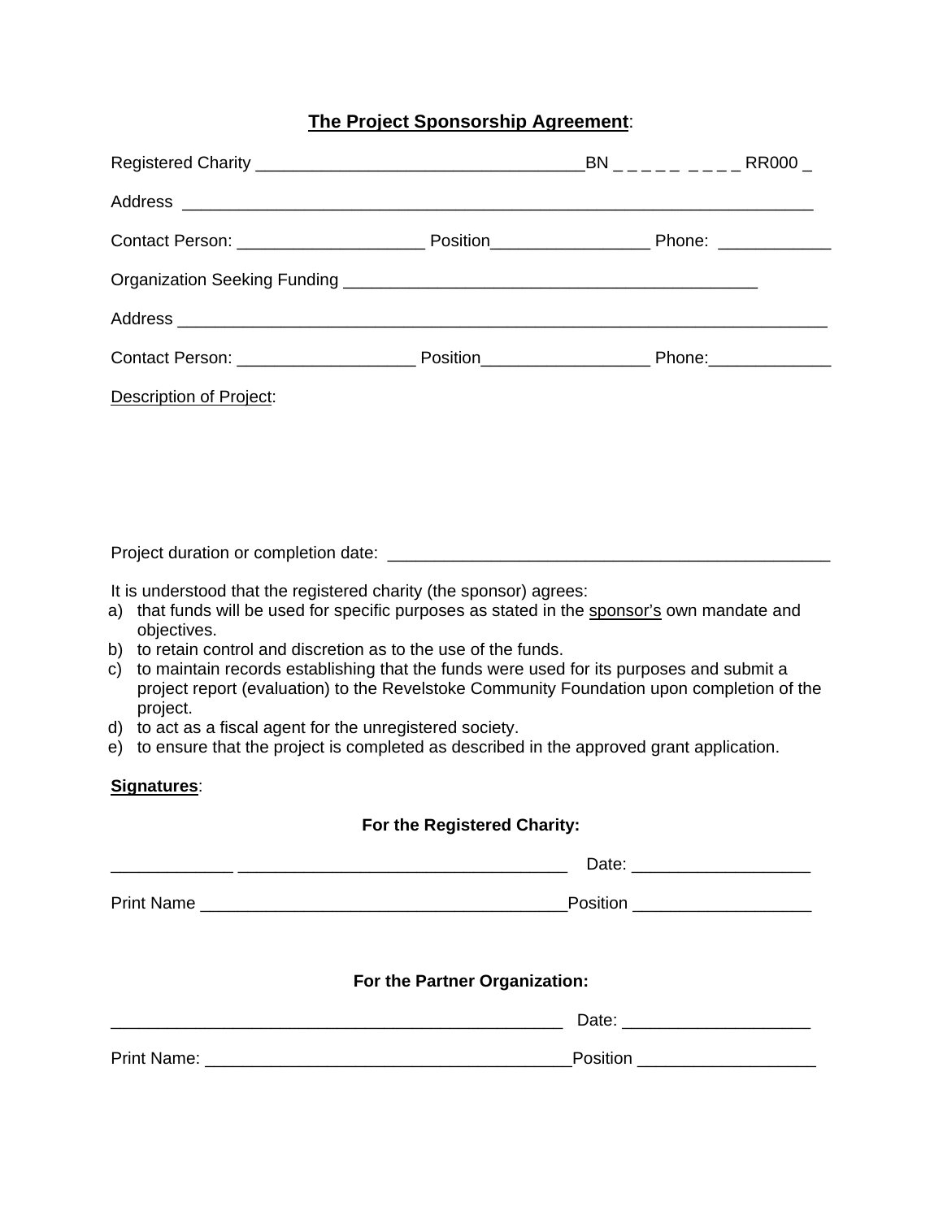## **The Project Sponsorship Agreement**:

Registered Charity ___________________________________BN _ _ _ _ _ _ _ _ _ RR000 _

Address ___________________________________________________________________

Contact Person: ___________________ Position________________ Phone: ___________

Organization Seeking Funding ____________________________________________

Address ____________________________________________________________________

Contact Person: __________________ Position_________________ Phone:____________

Description of Project:

Project duration or completion date: ______________________________________________

It is understood that the registered charity (the sponsor) agrees:

a) that funds will be used for specific purposes as stated in the sponsor's own mandate and objectives.
b) to retain control and discretion as to the use of the funds.
c) to maintain records establishing that the funds were used for its purposes and submit a project report (evaluation) to the Revelstoke Community Foundation upon completion of the project.
d) to act as a fiscal agent for the unregistered society.
e) to ensure that the project is completed as described in the approved grant application.

**Signatures**:

**For the Registered Charity:**

____________ __________________________________ Date: __________________

Print Name _______________________________________Position __________________

**For the Partner Organization:**

________________________________________________ Date: ___________________

Print Name: ______________________________________Position __________________